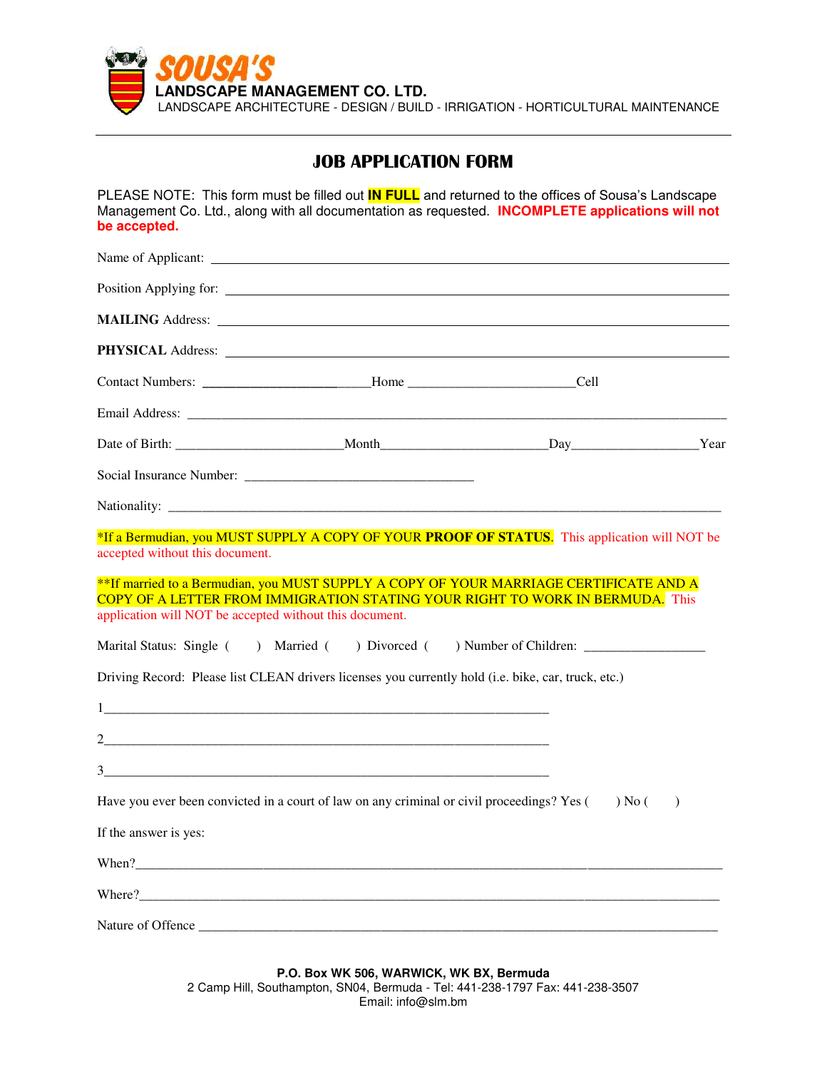**SOUSA'S**

**LANDSCAPE MANAGEMENT CO. LTD.**

LANDSCAPE ARCHITECTURE - DESIGN / BUILD - IRRIGATION - HORTICULTURAL MAINTENANCE

---

# JOB APPLICATION FORM

PLEASE NOTE: This form must be filled out **IN FULL** and returned to the offices of Sousa's Landscape Management Co. Ltd., along with all documentation as requested. **INCOMPLETE applications will not be accepted.**

Name of Applicant: ____________________________________________

Position Applying for: ____________________________________________

**MAILING** Address: ____________________________________________

**PHYSICAL** Address: ____________________________________________

Contact Numbers: ______________________Home ______________________Cell

Email Address: ____________________________________________

Date of Birth: ______________________Month______________________Day__________________Year

Social Insurance Number: ______________________________

Nationality: ____________________________________________

*If a Bermudian, you MUST SUPPLY A COPY OF YOUR **PROOF OF STATUS**. This application will NOT be accepted without this document.

**If married to a Bermudian, you MUST SUPPLY A COPY OF YOUR MARRIAGE CERTIFICATE AND A COPY OF A LETTER FROM IMMIGRATION STATING YOUR RIGHT TO WORK IN BERMUDA. This application will NOT be accepted without this document.

Marital Status: Single (     ) Married (     ) Divorced (     ) Number of Children: _________________

Driving Record: Please list CLEAN drivers licenses you currently hold (i.e. bike, car, truck, etc.)

1______________________________________________________________

2______________________________________________________________

3______________________________________________________________

Have you ever been convicted in a court of law on any criminal or civil proceedings? Yes (     ) No (     )

If the answer is yes:

When?____________________________________________

Where?____________________________________________

Nature of Offence ____________________________________________

**P.O. Box WK 506, WARWICK, WK BX, Bermuda**
2 Camp Hill, Southampton, SN04, Bermuda - Tel: 441-238-1797 Fax: 441-238-3507
Email: info@slm.bm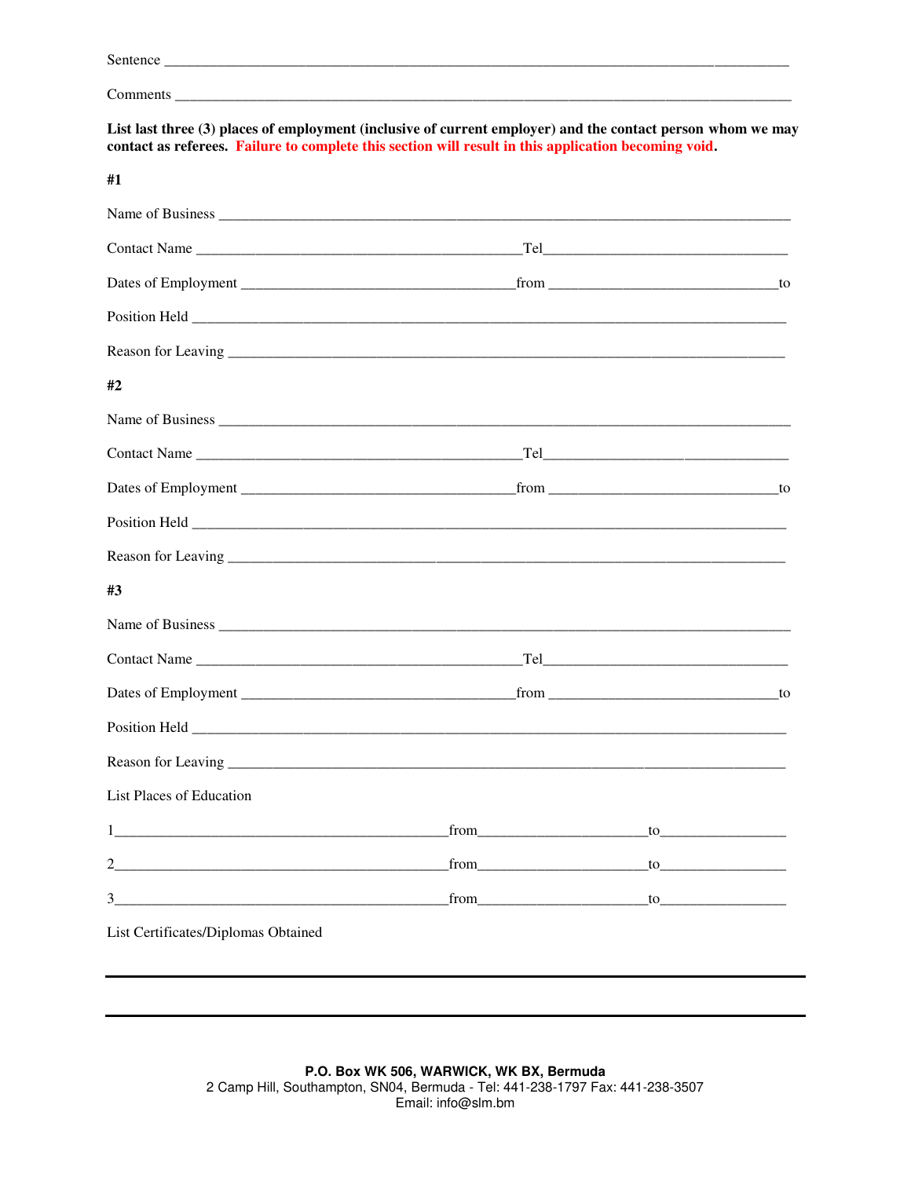Sentence ____________________________________________________________________________

Comments ____________________________________________________________________________

**List last three (3) places of employment (inclusive of current employer) and the contact person whom we may contact as referees. Failure to complete this section will result in this application becoming void.**

**#1**

Name of Business ____________________________________________________________________

Contact Name _________________________________________Tel_______________________________

Dates of Employment __________________________________from _____________________________to

Position Held _______________________________________________________________________

Reason for Leaving ___________________________________________________________________

**#2**

Name of Business ____________________________________________________________________

Contact Name _________________________________________Tel_______________________________

Dates of Employment __________________________________from _____________________________to

Position Held _______________________________________________________________________

Reason for Leaving ___________________________________________________________________

**#3**

Name of Business ____________________________________________________________________

Contact Name _________________________________________Tel_______________________________

Dates of Employment __________________________________from _____________________________to

Position Held _______________________________________________________________________

Reason for Leaving ___________________________________________________________________

List Places of Education

1__________________________________________from______________________to________________

2__________________________________________from______________________to________________

3__________________________________________from______________________to________________

List Certificates/Diplomas Obtained

---

---

**P.O. Box WK 506, WARWICK, WK BX, Bermuda**
2 Camp Hill, Southampton, SN04, Bermuda - Tel: 441-238-1797 Fax: 441-238-3507
Email: info@slm.bm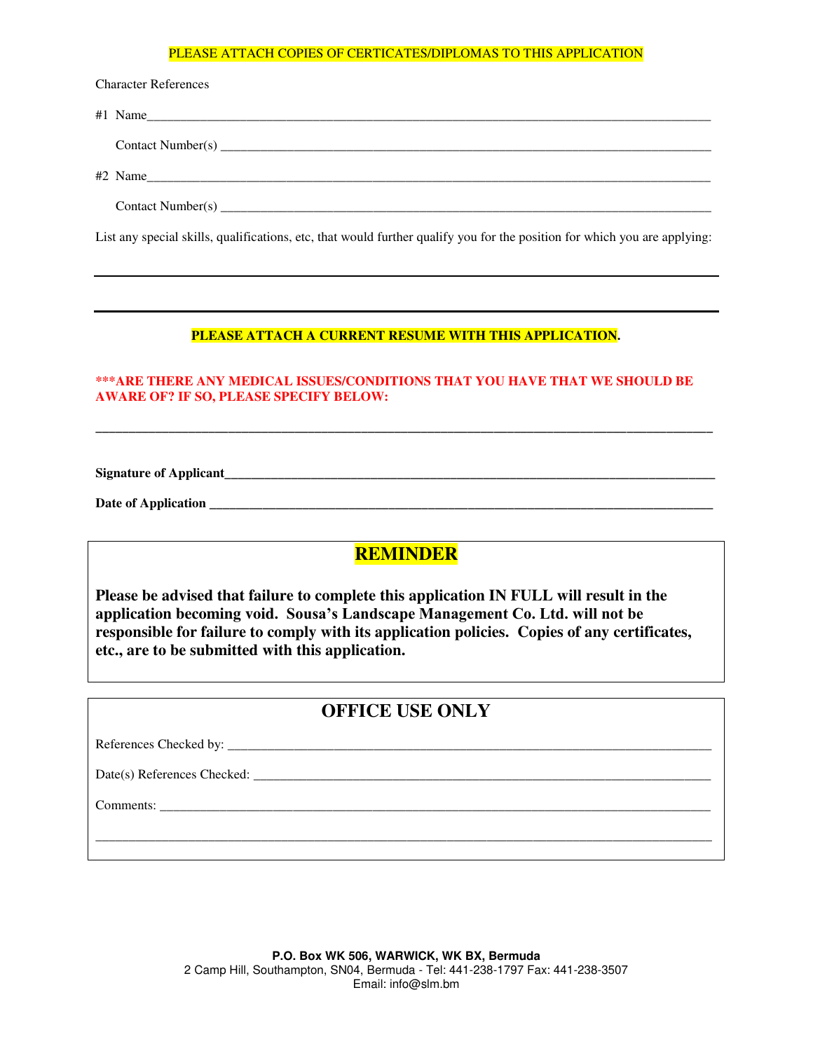PLEASE ATTACH COPIES OF CERTICATES/DIPLOMAS TO THIS APPLICATION

Character References

#1 Name_______________________________________________________________________________

Contact Number(s) ______________________________________________________________________

#2 Name_______________________________________________________________________________

Contact Number(s) ______________________________________________________________________

List any special skills, qualifications, etc, that would further qualify you for the position for which you are applying:

---

---

**PLEASE ATTACH A CURRENT RESUME WITH THIS APPLICATION.**

**\*\*\*ARE THERE ANY MEDICAL ISSUES/CONDITIONS THAT YOU HAVE THAT WE SHOULD BE AWARE OF? IF SO, PLEASE SPECIFY BELOW:**

_______________________________________________________________________________________

**Signature of Applicant**_______________________________________________________________________

**Date of Application** _________________________________________________________________________

## REMINDER

**Please be advised that failure to complete this application IN FULL will result in the application becoming void. Sousa's Landscape Management Co. Ltd. will not be responsible for failure to comply with its application policies. Copies of any certificates, etc., are to be submitted with this application.**

## OFFICE USE ONLY

References Checked by: _________________________________________________________________

Date(s) References Checked: ______________________________________________________________

Comments: ______________________________________________________________________________

_______________________________________________________________________________________

**P.O. Box WK 506, WARWICK, WK BX, Bermuda**
2 Camp Hill, Southampton, SN04, Bermuda - Tel: 441-238-1797 Fax: 441-238-3507
Email: info@slm.bm